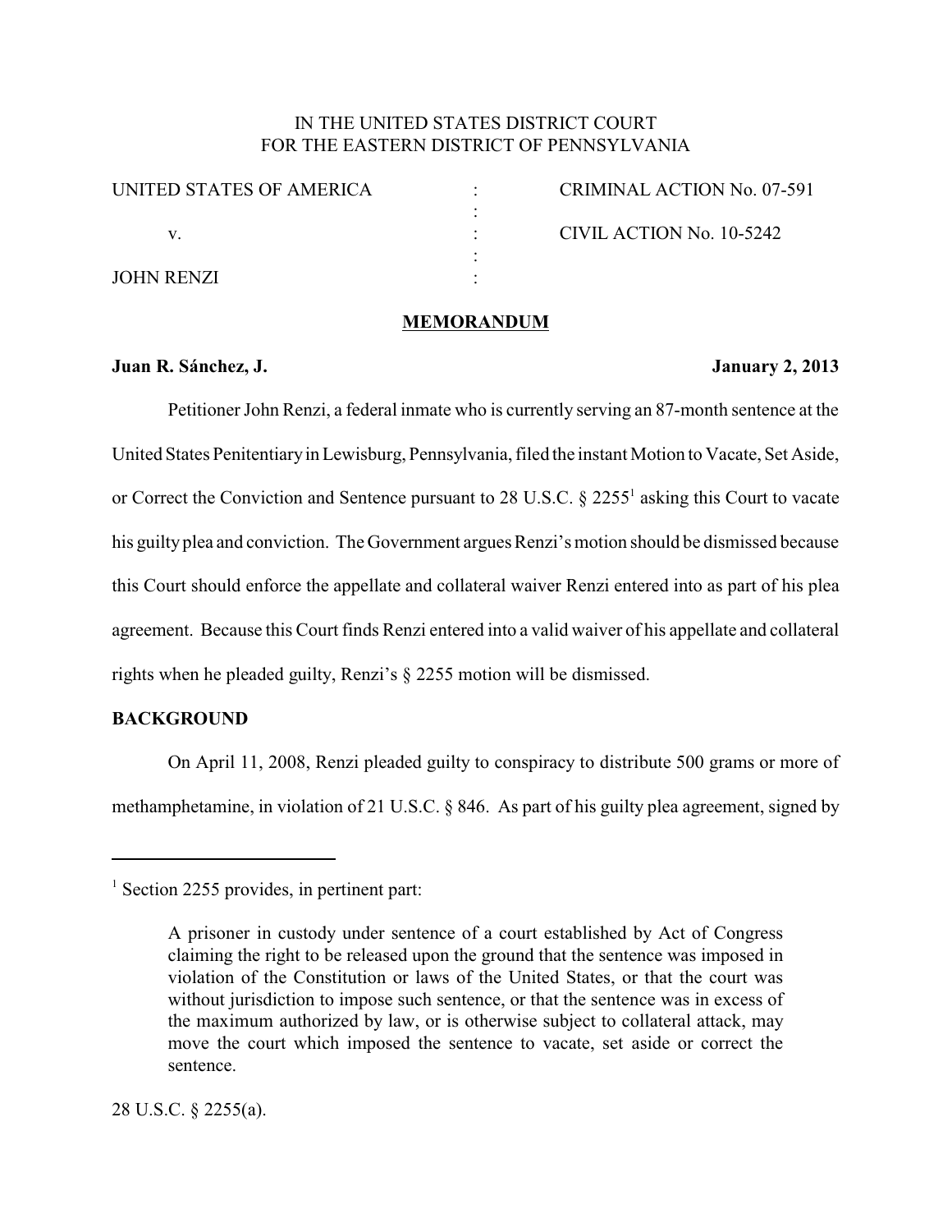IN THE UNITED STATES DISTRICT COURT
FOR THE EASTERN DISTRICT OF PENNSYLVANIA

| | | |
|---|---|---|
| UNITED STATES OF AMERICA | : | CRIMINAL ACTION No. 07-591 |
| | : | |
| v. | : | CIVIL ACTION No. 10-5242 |
| | : | |
| JOHN RENZI | : | |

**MEMORANDUM**

**Juan R. Sánchez, J.** **January 2, 2013**

Petitioner John Renzi, a federal inmate who is currently serving an 87-month sentence at the United States Penitentiary in Lewisburg, Pennsylvania, filed the instant Motion to Vacate, Set Aside, or Correct the Conviction and Sentence pursuant to 28 U.S.C. § 2255[1] asking this Court to vacate his guilty plea and conviction. The Government argues Renzi's motion should be dismissed because this Court should enforce the appellate and collateral waiver Renzi entered into as part of his plea agreement. Because this Court finds Renzi entered into a valid waiver of his appellate and collateral rights when he pleaded guilty, Renzi's § 2255 motion will be dismissed.

**BACKGROUND**

On April 11, 2008, Renzi pleaded guilty to conspiracy to distribute 500 grams or more of methamphetamine, in violation of 21 U.S.C. § 846. As part of his guilty plea agreement, signed by

---

[1] Section 2255 provides, in pertinent part:

> A prisoner in custody under sentence of a court established by Act of Congress claiming the right to be released upon the ground that the sentence was imposed in violation of the Constitution or laws of the United States, or that the court was without jurisdiction to impose such sentence, or that the sentence was in excess of the maximum authorized by law, or is otherwise subject to collateral attack, may move the court which imposed the sentence to vacate, set aside or correct the sentence.

28 U.S.C. § 2255(a).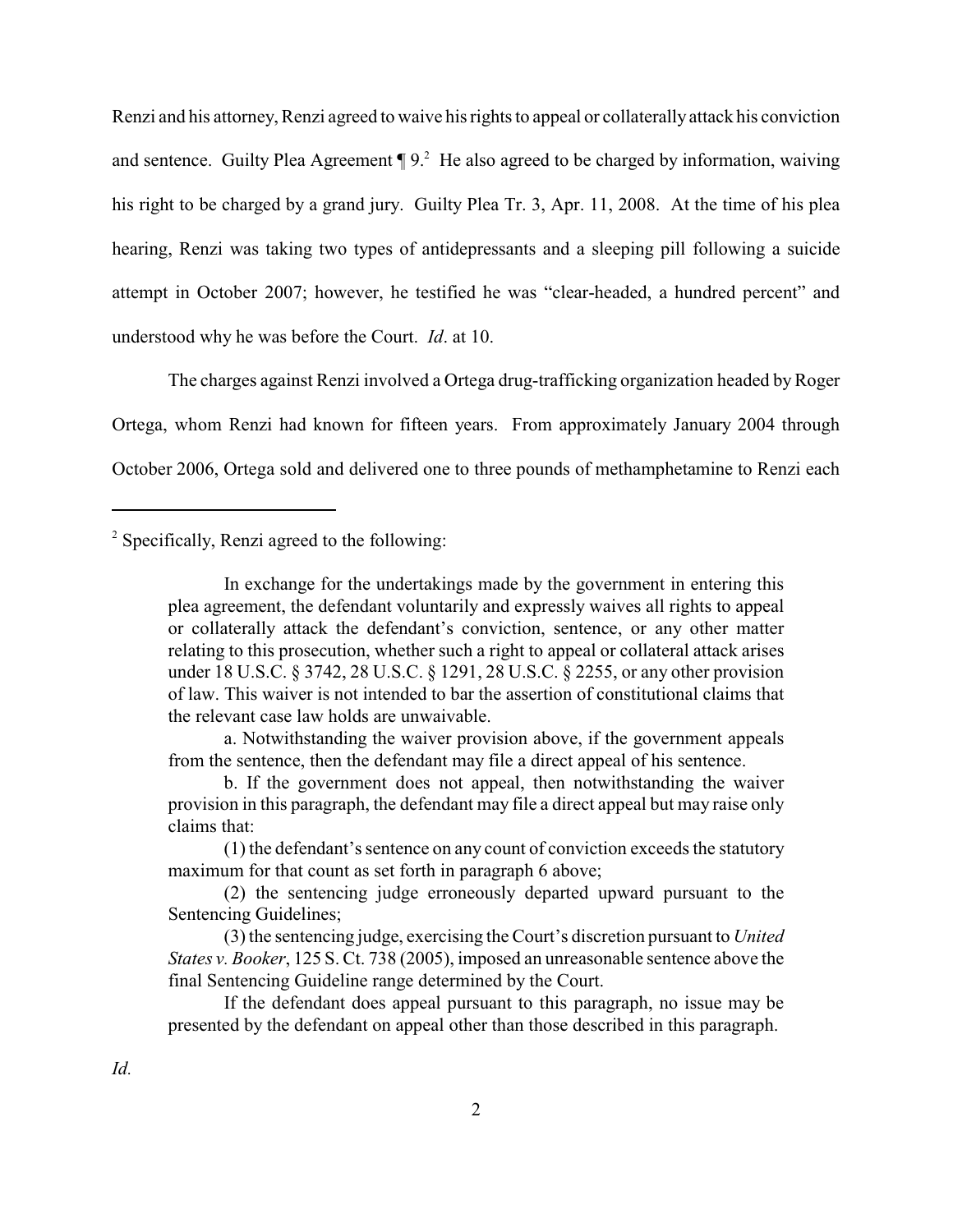Renzi and his attorney, Renzi agreed to waive his rights to appeal or collaterally attack his conviction and sentence. Guilty Plea Agreement ¶ 9.[2] He also agreed to be charged by information, waiving his right to be charged by a grand jury. Guilty Plea Tr. 3, Apr. 11, 2008. At the time of his plea hearing, Renzi was taking two types of antidepressants and a sleeping pill following a suicide attempt in October 2007; however, he testified he was "clear-headed, a hundred percent" and understood why he was before the Court. *Id*. at 10.

The charges against Renzi involved a Ortega drug-trafficking organization headed by Roger Ortega, whom Renzi had known for fifteen years. From approximately January 2004 through October 2006, Ortega sold and delivered one to three pounds of methamphetamine to Renzi each

---

[2] Specifically, Renzi agreed to the following:

> In exchange for the undertakings made by the government in entering this plea agreement, the defendant voluntarily and expressly waives all rights to appeal or collaterally attack the defendant's conviction, sentence, or any other matter relating to this prosecution, whether such a right to appeal or collateral attack arises under 18 U.S.C. § 3742, 28 U.S.C. § 1291, 28 U.S.C. § 2255, or any other provision of law. This waiver is not intended to bar the assertion of constitutional claims that the relevant case law holds are unwaivable.
>
> a. Notwithstanding the waiver provision above, if the government appeals from the sentence, then the defendant may file a direct appeal of his sentence.
>
> b. If the government does not appeal, then notwithstanding the waiver provision in this paragraph, the defendant may file a direct appeal but may raise only claims that:
>
> (1) the defendant's sentence on any count of conviction exceeds the statutory maximum for that count as set forth in paragraph 6 above;
>
> (2) the sentencing judge erroneously departed upward pursuant to the Sentencing Guidelines;
>
> (3) the sentencing judge, exercising the Court's discretion pursuant to *United States v. Booker*, 125 S. Ct. 738 (2005), imposed an unreasonable sentence above the final Sentencing Guideline range determined by the Court.
>
> If the defendant does appeal pursuant to this paragraph, no issue may be presented by the defendant on appeal other than those described in this paragraph.

*Id.*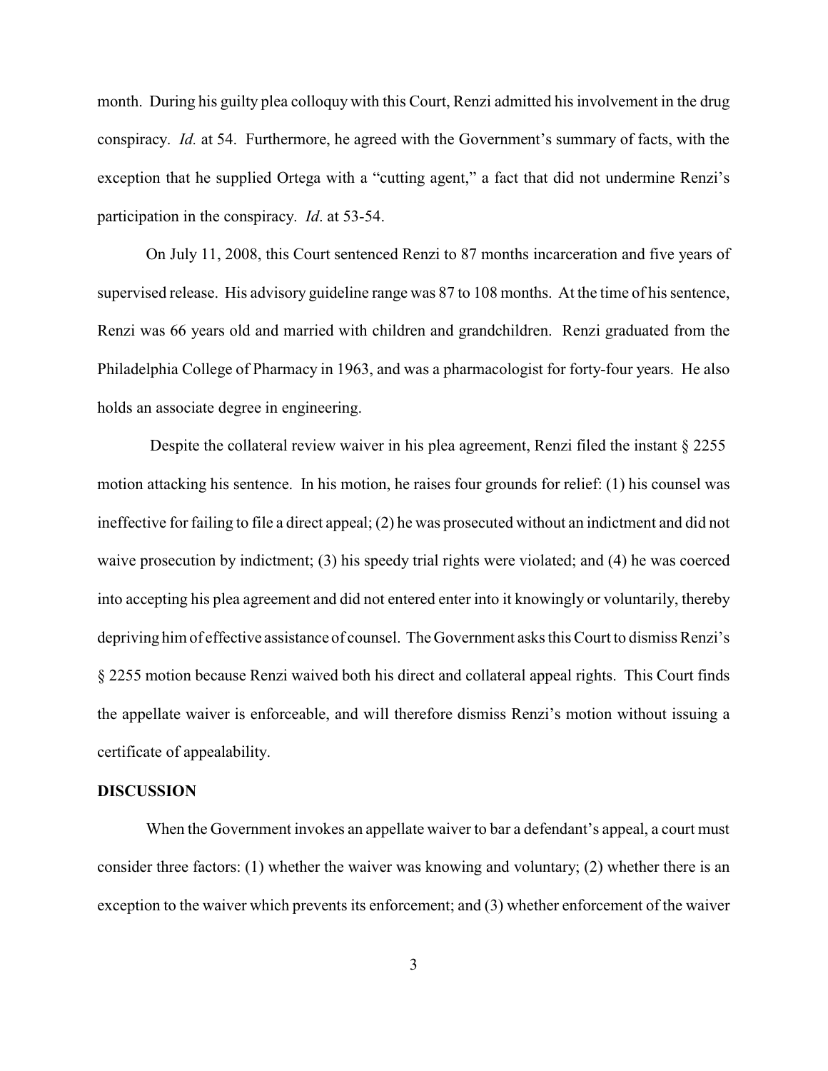month. During his guilty plea colloquy with this Court, Renzi admitted his involvement in the drug conspiracy. *Id.* at 54. Furthermore, he agreed with the Government's summary of facts, with the exception that he supplied Ortega with a "cutting agent," a fact that did not undermine Renzi's participation in the conspiracy. *Id*. at 53-54.

On July 11, 2008, this Court sentenced Renzi to 87 months incarceration and five years of supervised release. His advisory guideline range was 87 to 108 months. At the time of his sentence, Renzi was 66 years old and married with children and grandchildren. Renzi graduated from the Philadelphia College of Pharmacy in 1963, and was a pharmacologist for forty-four years. He also holds an associate degree in engineering.

Despite the collateral review waiver in his plea agreement, Renzi filed the instant § 2255 motion attacking his sentence. In his motion, he raises four grounds for relief: (1) his counsel was ineffective for failing to file a direct appeal; (2) he was prosecuted without an indictment and did not waive prosecution by indictment; (3) his speedy trial rights were violated; and (4) he was coerced into accepting his plea agreement and did not entered enter into it knowingly or voluntarily, thereby depriving him of effective assistance of counsel. The Government asks this Court to dismiss Renzi's § 2255 motion because Renzi waived both his direct and collateral appeal rights. This Court finds the appellate waiver is enforceable, and will therefore dismiss Renzi's motion without issuing a certificate of appealability.

## DISCUSSION

When the Government invokes an appellate waiver to bar a defendant's appeal, a court must consider three factors: (1) whether the waiver was knowing and voluntary; (2) whether there is an exception to the waiver which prevents its enforcement; and (3) whether enforcement of the waiver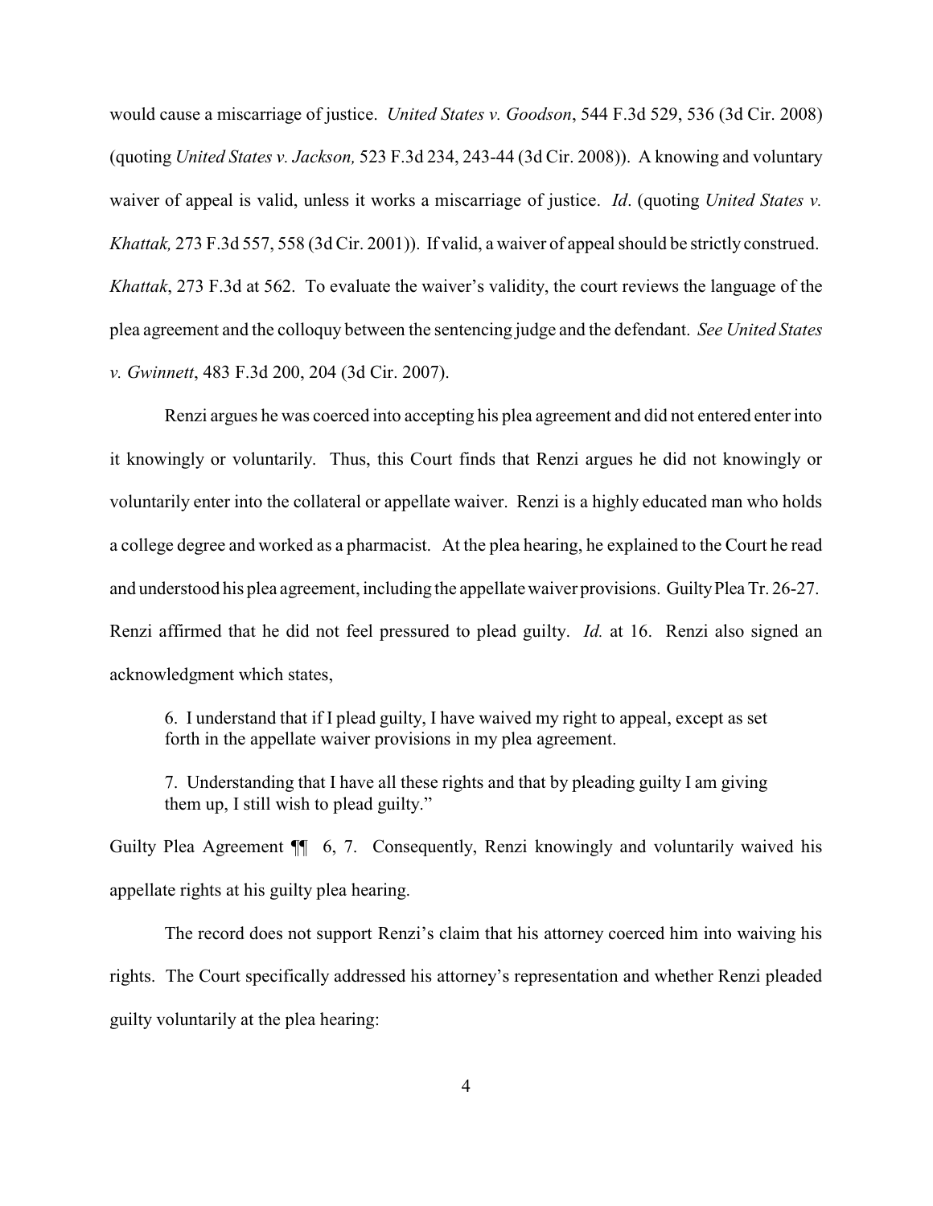would cause a miscarriage of justice. *United States v. Goodson*, 544 F.3d 529, 536 (3d Cir. 2008) (quoting *United States v. Jackson,* 523 F.3d 234, 243-44 (3d Cir. 2008)). A knowing and voluntary waiver of appeal is valid, unless it works a miscarriage of justice. *Id*. (quoting *United States v. Khattak,* 273 F.3d 557, 558 (3d Cir. 2001)). If valid, a waiver of appeal should be strictly construed. *Khattak*, 273 F.3d at 562. To evaluate the waiver's validity, the court reviews the language of the plea agreement and the colloquy between the sentencing judge and the defendant. *See United States v. Gwinnett*, 483 F.3d 200, 204 (3d Cir. 2007).

Renzi argues he was coerced into accepting his plea agreement and did not entered enter into it knowingly or voluntarily. Thus, this Court finds that Renzi argues he did not knowingly or voluntarily enter into the collateral or appellate waiver. Renzi is a highly educated man who holds a college degree and worked as a pharmacist. At the plea hearing, he explained to the Court he read and understood his plea agreement, including the appellate waiver provisions. Guilty Plea Tr. 26-27. Renzi affirmed that he did not feel pressured to plead guilty. *Id.* at 16. Renzi also signed an acknowledgment which states,

> 6. I understand that if I plead guilty, I have waived my right to appeal, except as set forth in the appellate waiver provisions in my plea agreement.
>
> 7. Understanding that I have all these rights and that by pleading guilty I am giving them up, I still wish to plead guilty."

Guilty Plea Agreement ¶¶ 6, 7. Consequently, Renzi knowingly and voluntarily waived his appellate rights at his guilty plea hearing.

The record does not support Renzi's claim that his attorney coerced him into waiving his rights. The Court specifically addressed his attorney's representation and whether Renzi pleaded guilty voluntarily at the plea hearing: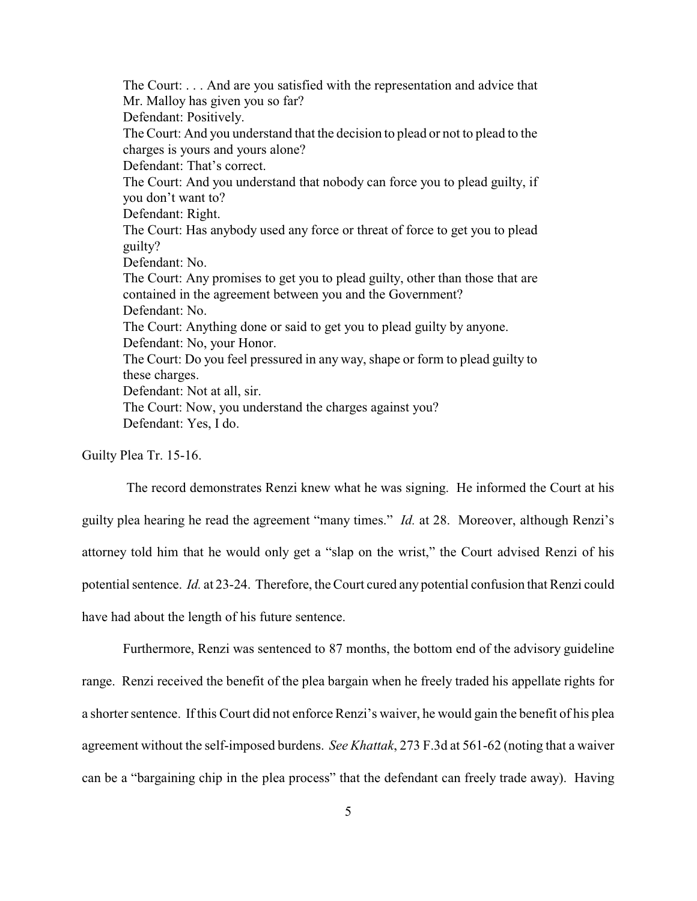> The Court: . . . And are you satisfied with the representation and advice that Mr. Malloy has given you so far?
> Defendant: Positively.
> The Court: And you understand that the decision to plead or not to plead to the charges is yours and yours alone?
> Defendant: That's correct.
> The Court: And you understand that nobody can force you to plead guilty, if you don't want to?
> Defendant: Right.
> The Court: Has anybody used any force or threat of force to get you to plead guilty?
> Defendant: No.
> The Court: Any promises to get you to plead guilty, other than those that are contained in the agreement between you and the Government?
> Defendant: No.
> The Court: Anything done or said to get you to plead guilty by anyone.
> Defendant: No, your Honor.
> The Court: Do you feel pressured in any way, shape or form to plead guilty to these charges.
> Defendant: Not at all, sir.
> The Court: Now, you understand the charges against you?
> Defendant: Yes, I do.

Guilty Plea Tr. 15-16.

The record demonstrates Renzi knew what he was signing. He informed the Court at his guilty plea hearing he read the agreement "many times." *Id.* at 28. Moreover, although Renzi's attorney told him that he would only get a "slap on the wrist," the Court advised Renzi of his potential sentence. *Id.* at 23-24. Therefore, the Court cured any potential confusion that Renzi could have had about the length of his future sentence.

Furthermore, Renzi was sentenced to 87 months, the bottom end of the advisory guideline range. Renzi received the benefit of the plea bargain when he freely traded his appellate rights for a shorter sentence. If this Court did not enforce Renzi's waiver, he would gain the benefit of his plea agreement without the self-imposed burdens. *See Khattak*, 273 F.3d at 561-62 (noting that a waiver can be a "bargaining chip in the plea process" that the defendant can freely trade away). Having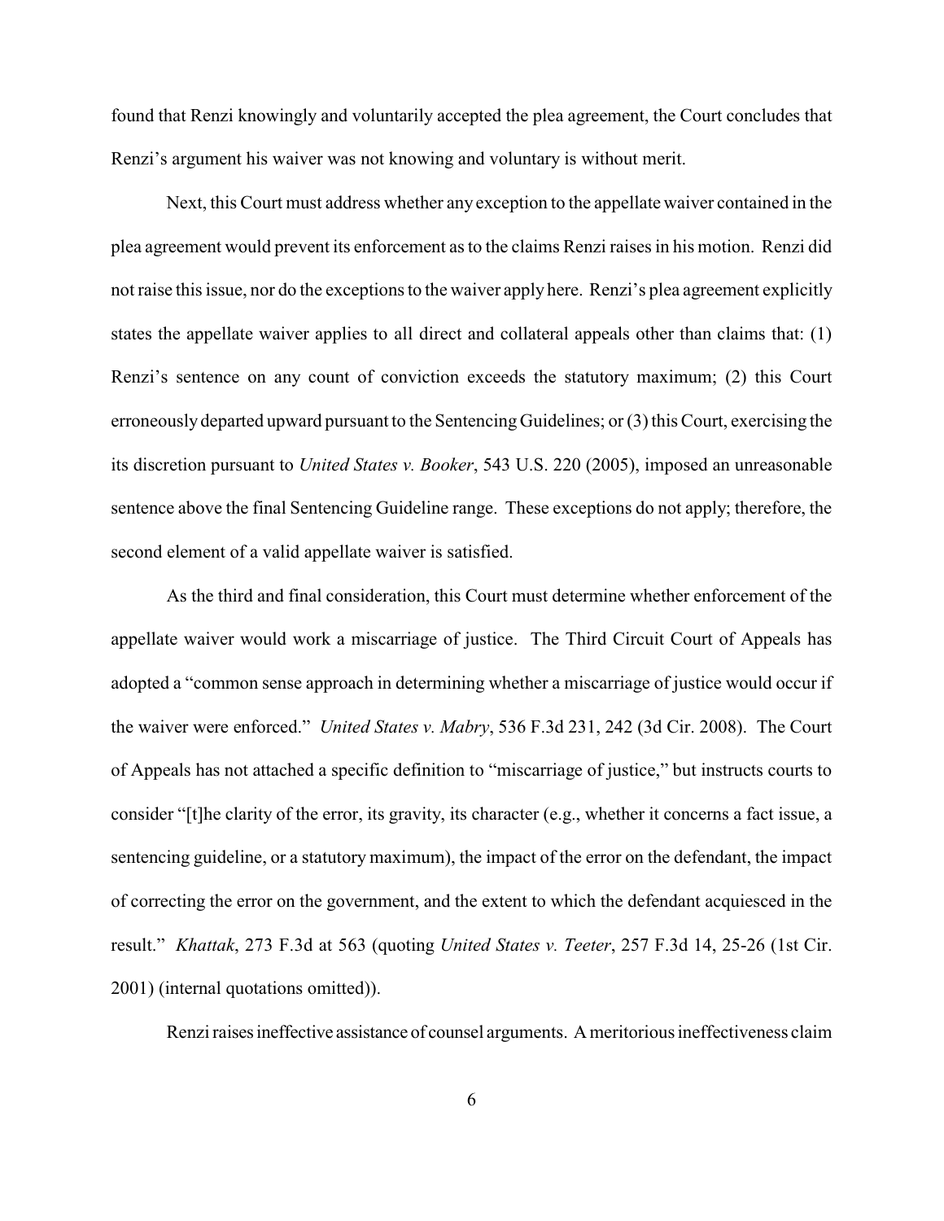found that Renzi knowingly and voluntarily accepted the plea agreement, the Court concludes that Renzi's argument his waiver was not knowing and voluntary is without merit.

Next, this Court must address whether any exception to the appellate waiver contained in the plea agreement would prevent its enforcement as to the claims Renzi raises in his motion. Renzi did not raise this issue, nor do the exceptions to the waiver apply here. Renzi's plea agreement explicitly states the appellate waiver applies to all direct and collateral appeals other than claims that: (1) Renzi's sentence on any count of conviction exceeds the statutory maximum; (2) this Court erroneously departed upward pursuant to the Sentencing Guidelines; or (3) this Court, exercising the its discretion pursuant to *United States v. Booker*, 543 U.S. 220 (2005), imposed an unreasonable sentence above the final Sentencing Guideline range. These exceptions do not apply; therefore, the second element of a valid appellate waiver is satisfied.

As the third and final consideration, this Court must determine whether enforcement of the appellate waiver would work a miscarriage of justice. The Third Circuit Court of Appeals has adopted a "common sense approach in determining whether a miscarriage of justice would occur if the waiver were enforced." *United States v. Mabry*, 536 F.3d 231, 242 (3d Cir. 2008). The Court of Appeals has not attached a specific definition to "miscarriage of justice," but instructs courts to consider "[t]he clarity of the error, its gravity, its character (e.g., whether it concerns a fact issue, a sentencing guideline, or a statutory maximum), the impact of the error on the defendant, the impact of correcting the error on the government, and the extent to which the defendant acquiesced in the result." *Khattak*, 273 F.3d at 563 (quoting *United States v. Teeter*, 257 F.3d 14, 25-26 (1st Cir. 2001) (internal quotations omitted)).

Renzi raises ineffective assistance of counsel arguments. A meritorious ineffectiveness claim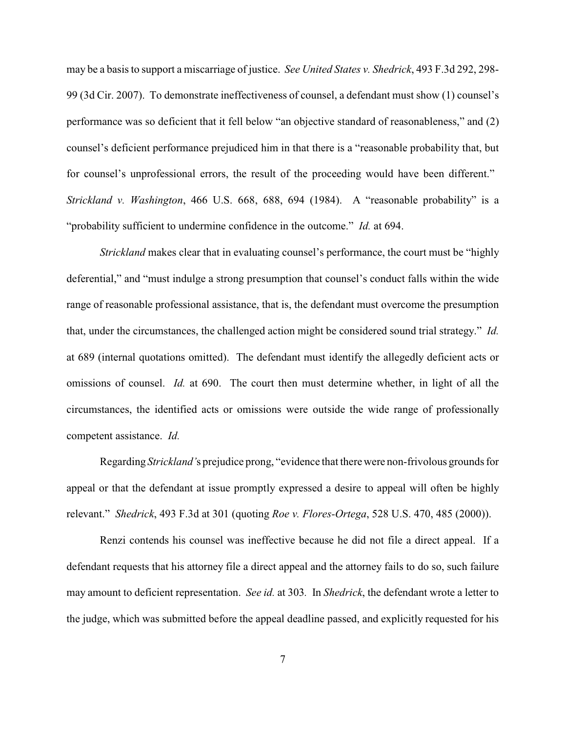may be a basis to support a miscarriage of justice. *See United States v. Shedrick*, 493 F.3d 292, 298-99 (3d Cir. 2007). To demonstrate ineffectiveness of counsel, a defendant must show (1) counsel's performance was so deficient that it fell below "an objective standard of reasonableness," and (2) counsel's deficient performance prejudiced him in that there is a "reasonable probability that, but for counsel's unprofessional errors, the result of the proceeding would have been different." *Strickland v. Washington*, 466 U.S. 668, 688, 694 (1984). A "reasonable probability" is a "probability sufficient to undermine confidence in the outcome." *Id.* at 694.

*Strickland* makes clear that in evaluating counsel's performance, the court must be "highly deferential," and "must indulge a strong presumption that counsel's conduct falls within the wide range of reasonable professional assistance, that is, the defendant must overcome the presumption that, under the circumstances, the challenged action might be considered sound trial strategy." *Id.* at 689 (internal quotations omitted). The defendant must identify the allegedly deficient acts or omissions of counsel. *Id.* at 690. The court then must determine whether, in light of all the circumstances, the identified acts or omissions were outside the wide range of professionally competent assistance. *Id.*

Regarding *Strickland's* prejudice prong, "evidence that there were non-frivolous grounds for appeal or that the defendant at issue promptly expressed a desire to appeal will often be highly relevant." *Shedrick*, 493 F.3d at 301 (quoting *Roe v. Flores-Ortega*, 528 U.S. 470, 485 (2000)).

Renzi contends his counsel was ineffective because he did not file a direct appeal. If a defendant requests that his attorney file a direct appeal and the attorney fails to do so, such failure may amount to deficient representation. *See id.* at 303. In *Shedrick*, the defendant wrote a letter to the judge, which was submitted before the appeal deadline passed, and explicitly requested for his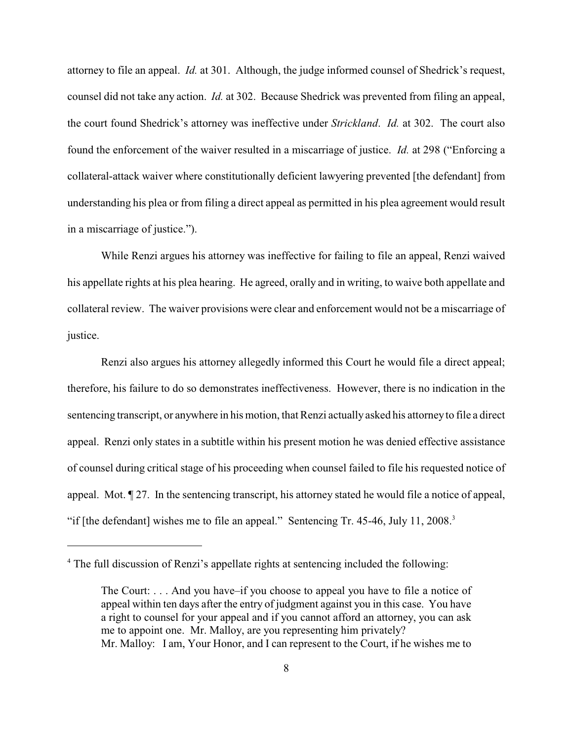attorney to file an appeal. *Id.* at 301. Although, the judge informed counsel of Shedrick's request, counsel did not take any action. *Id.* at 302. Because Shedrick was prevented from filing an appeal, the court found Shedrick's attorney was ineffective under *Strickland*. *Id.* at 302. The court also found the enforcement of the waiver resulted in a miscarriage of justice. *Id.* at 298 ("Enforcing a collateral-attack waiver where constitutionally deficient lawyering prevented [the defendant] from understanding his plea or from filing a direct appeal as permitted in his plea agreement would result in a miscarriage of justice.").

While Renzi argues his attorney was ineffective for failing to file an appeal, Renzi waived his appellate rights at his plea hearing. He agreed, orally and in writing, to waive both appellate and collateral review. The waiver provisions were clear and enforcement would not be a miscarriage of justice.

Renzi also argues his attorney allegedly informed this Court he would file a direct appeal; therefore, his failure to do so demonstrates ineffectiveness. However, there is no indication in the sentencing transcript, or anywhere in his motion, that Renzi actually asked his attorney to file a direct appeal. Renzi only states in a subtitle within his present motion he was denied effective assistance of counsel during critical stage of his proceeding when counsel failed to file his requested notice of appeal. Mot. ¶ 27. In the sentencing transcript, his attorney stated he would file a notice of appeal, "if [the defendant] wishes me to file an appeal." Sentencing Tr. 45-46, July 11, 2008.[3]

---

[4] The full discussion of Renzi's appellate rights at sentencing included the following:

> The Court: . . . And you have–if you choose to appeal you have to file a notice of appeal within ten days after the entry of judgment against you in this case. You have a right to counsel for your appeal and if you cannot afford an attorney, you can ask me to appoint one. Mr. Malloy, are you representing him privately?
> Mr. Malloy: I am, Your Honor, and I can represent to the Court, if he wishes me to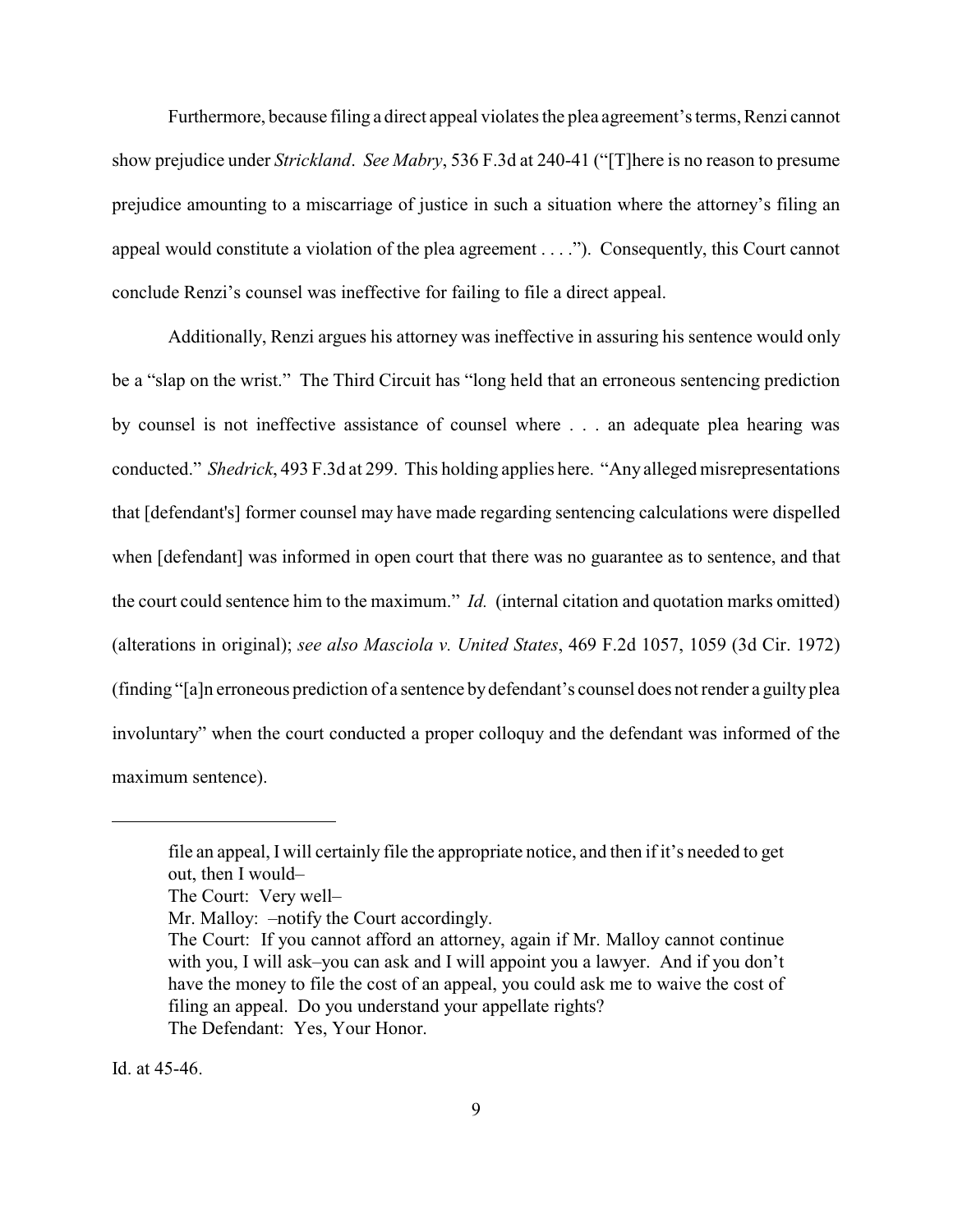Furthermore, because filing a direct appeal violates the plea agreement's terms, Renzi cannot show prejudice under *Strickland*. *See Mabry*, 536 F.3d at 240-41 ("[T]here is no reason to presume prejudice amounting to a miscarriage of justice in such a situation where the attorney's filing an appeal would constitute a violation of the plea agreement . . . ."). Consequently, this Court cannot conclude Renzi's counsel was ineffective for failing to file a direct appeal.

Additionally, Renzi argues his attorney was ineffective in assuring his sentence would only be a "slap on the wrist." The Third Circuit has "long held that an erroneous sentencing prediction by counsel is not ineffective assistance of counsel where . . . an adequate plea hearing was conducted." *Shedrick*, 493 F.3d at 299. This holding applies here. "Any alleged misrepresentations that [defendant's] former counsel may have made regarding sentencing calculations were dispelled when [defendant] was informed in open court that there was no guarantee as to sentence, and that the court could sentence him to the maximum." *Id.* (internal citation and quotation marks omitted) (alterations in original); *see also Masciola v. United States*, 469 F.2d 1057, 1059 (3d Cir. 1972) (finding "[a]n erroneous prediction of a sentence by defendant's counsel does not render a guilty plea involuntary" when the court conducted a proper colloquy and the defendant was informed of the maximum sentence).

---

> file an appeal, I will certainly file the appropriate notice, and then if it's needed to get out, then I would–
> The Court: Very well–
> Mr. Malloy: –notify the Court accordingly.
> The Court: If you cannot afford an attorney, again if Mr. Malloy cannot continue with you, I will ask–you can ask and I will appoint you a lawyer. And if you don't have the money to file the cost of an appeal, you could ask me to waive the cost of filing an appeal. Do you understand your appellate rights?
> The Defendant: Yes, Your Honor.

Id. at 45-46.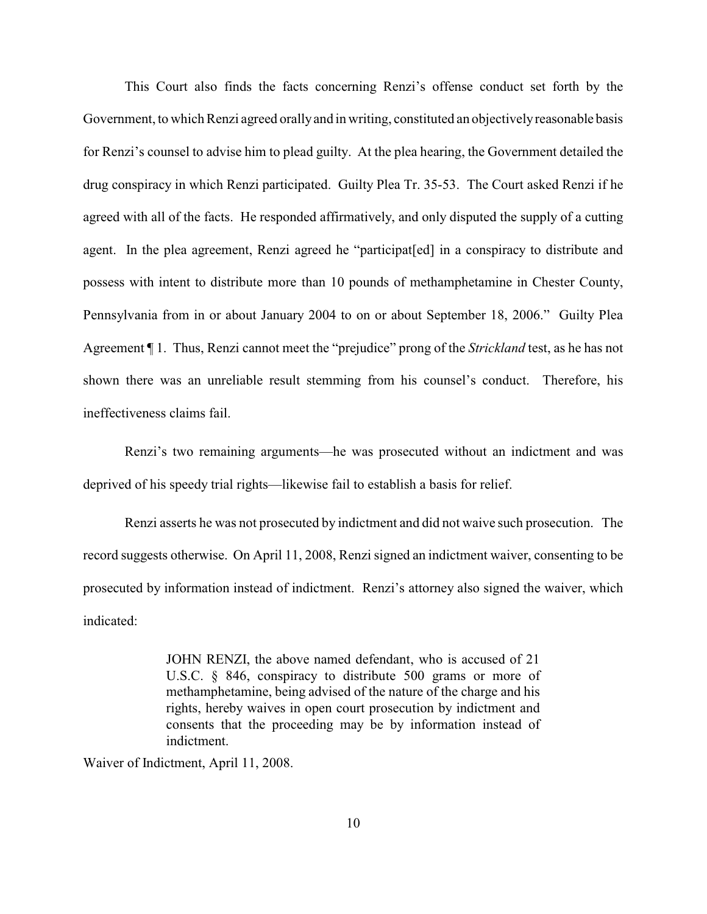This Court also finds the facts concerning Renzi's offense conduct set forth by the Government, to which Renzi agreed orally and in writing, constituted an objectively reasonable basis for Renzi's counsel to advise him to plead guilty. At the plea hearing, the Government detailed the drug conspiracy in which Renzi participated. Guilty Plea Tr. 35-53. The Court asked Renzi if he agreed with all of the facts. He responded affirmatively, and only disputed the supply of a cutting agent. In the plea agreement, Renzi agreed he "participat[ed] in a conspiracy to distribute and possess with intent to distribute more than 10 pounds of methamphetamine in Chester County, Pennsylvania from in or about January 2004 to on or about September 18, 2006." Guilty Plea Agreement ¶ 1. Thus, Renzi cannot meet the "prejudice" prong of the *Strickland* test, as he has not shown there was an unreliable result stemming from his counsel's conduct. Therefore, his ineffectiveness claims fail.

Renzi's two remaining arguments—he was prosecuted without an indictment and was deprived of his speedy trial rights—likewise fail to establish a basis for relief.

Renzi asserts he was not prosecuted by indictment and did not waive such prosecution. The record suggests otherwise. On April 11, 2008, Renzi signed an indictment waiver, consenting to be prosecuted by information instead of indictment. Renzi's attorney also signed the waiver, which indicated:

> JOHN RENZI, the above named defendant, who is accused of 21 U.S.C. § 846, conspiracy to distribute 500 grams or more of methamphetamine, being advised of the nature of the charge and his rights, hereby waives in open court prosecution by indictment and consents that the proceeding may be by information instead of indictment.

Waiver of Indictment, April 11, 2008.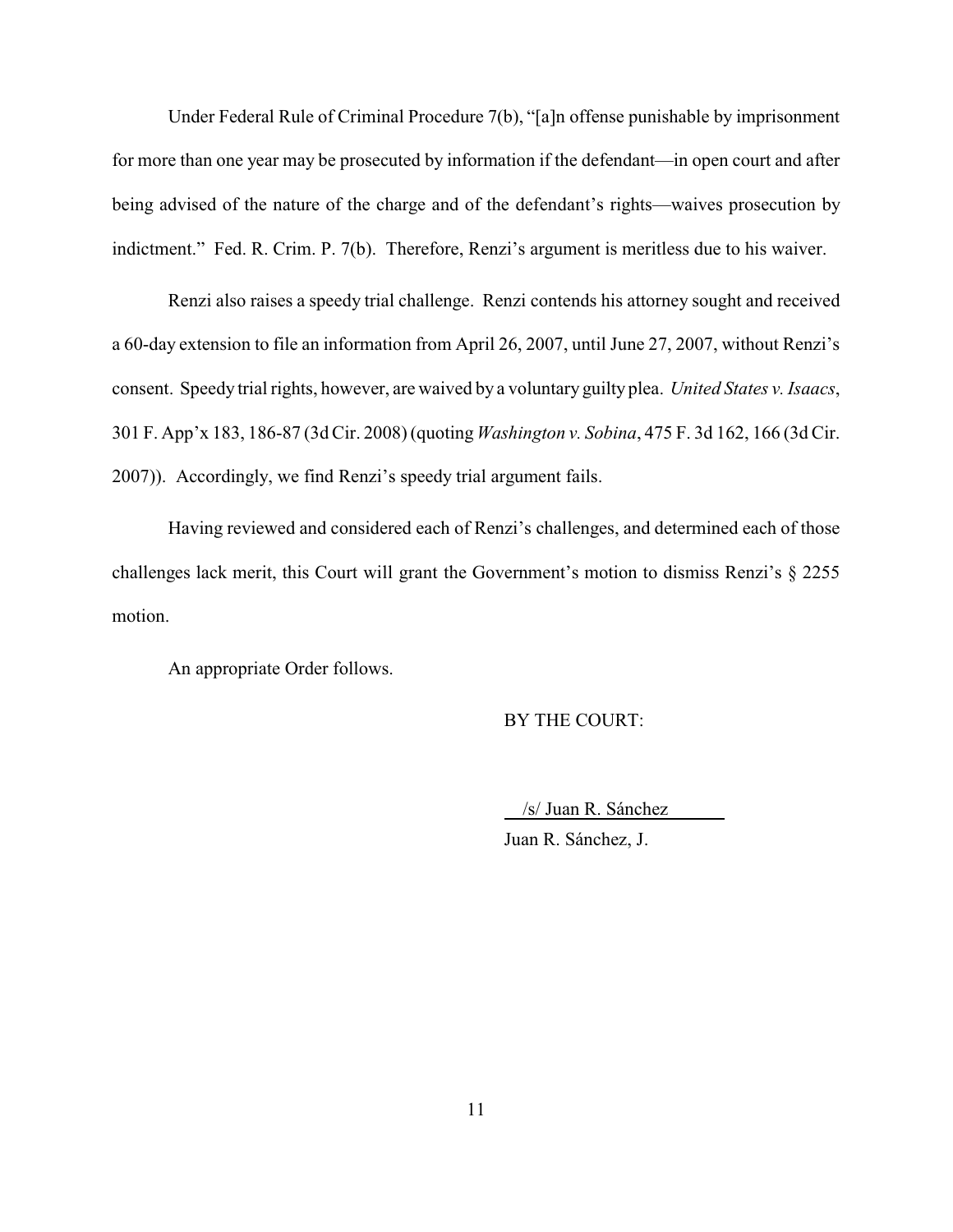Under Federal Rule of Criminal Procedure 7(b), "[a]n offense punishable by imprisonment for more than one year may be prosecuted by information if the defendant—in open court and after being advised of the nature of the charge and of the defendant's rights—waives prosecution by indictment." Fed. R. Crim. P. 7(b). Therefore, Renzi's argument is meritless due to his waiver.

Renzi also raises a speedy trial challenge. Renzi contends his attorney sought and received a 60-day extension to file an information from April 26, 2007, until June 27, 2007, without Renzi's consent. Speedy trial rights, however, are waived by a voluntary guilty plea. *United States v. Isaacs*, 301 F. App'x 183, 186-87 (3d Cir. 2008) (quoting *Washington v. Sobina*, 475 F. 3d 162, 166 (3d Cir. 2007)). Accordingly, we find Renzi's speedy trial argument fails.

Having reviewed and considered each of Renzi's challenges, and determined each of those challenges lack merit, this Court will grant the Government's motion to dismiss Renzi's § 2255 motion.

An appropriate Order follows.

BY THE COURT:

/s/ Juan R. Sánchez

Juan R. Sánchez, J.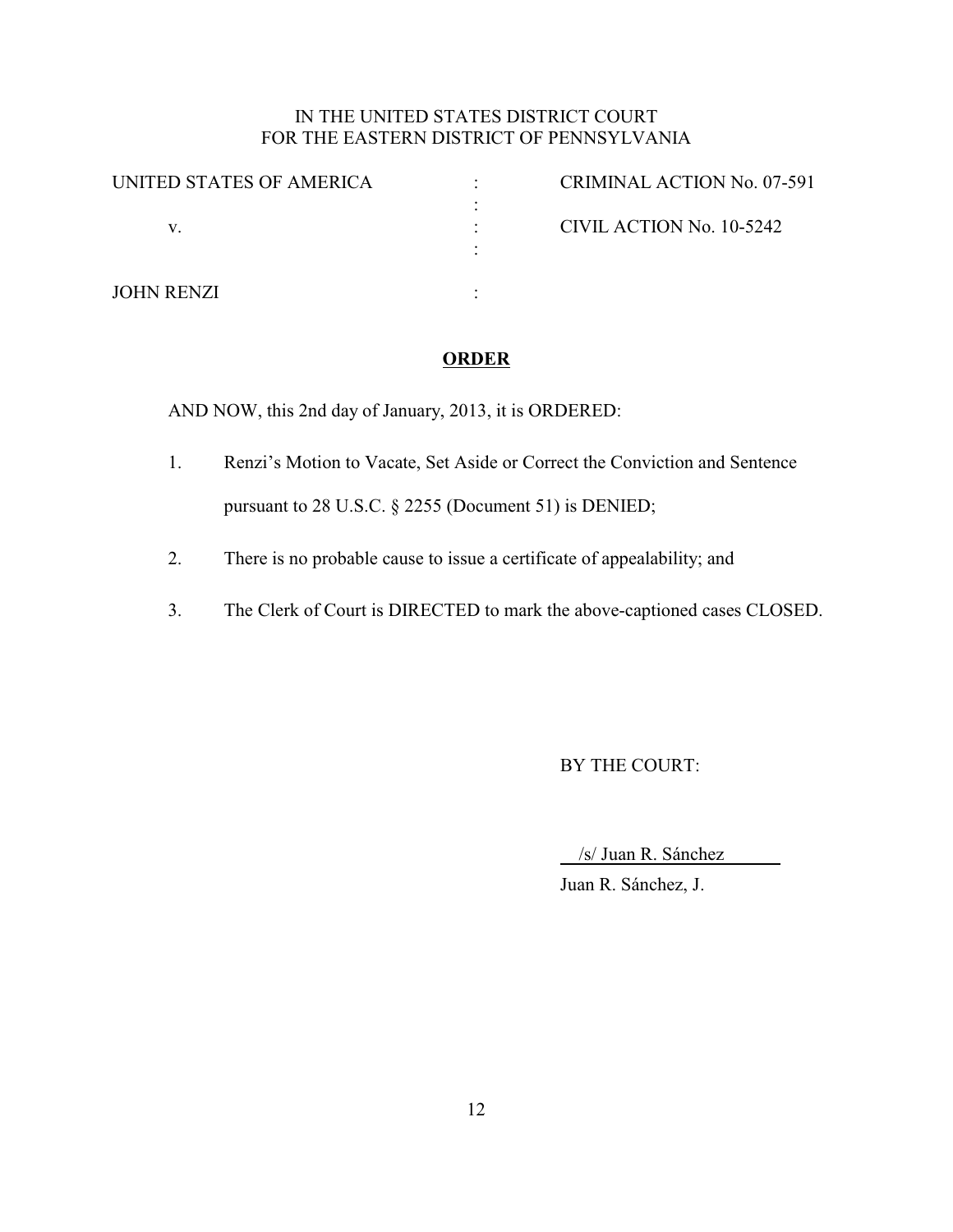IN THE UNITED STATES DISTRICT COURT
FOR THE EASTERN DISTRICT OF PENNSYLVANIA

| | | |
|---|---|---|
| UNITED STATES OF AMERICA | : | CRIMINAL ACTION No. 07-591 |
| | : | |
| v. | : | CIVIL ACTION No. 10-5242 |
| | : | |
| JOHN RENZI | : | |

**ORDER**

AND NOW, this 2nd day of January, 2013, it is ORDERED:

1. Renzi's Motion to Vacate, Set Aside or Correct the Conviction and Sentence pursuant to 28 U.S.C. § 2255 (Document 51) is DENIED;

2. There is no probable cause to issue a certificate of appealability; and

3. The Clerk of Court is DIRECTED to mark the above-captioned cases CLOSED.

BY THE COURT:

/s/ Juan R. Sánchez
Juan R. Sánchez, J.